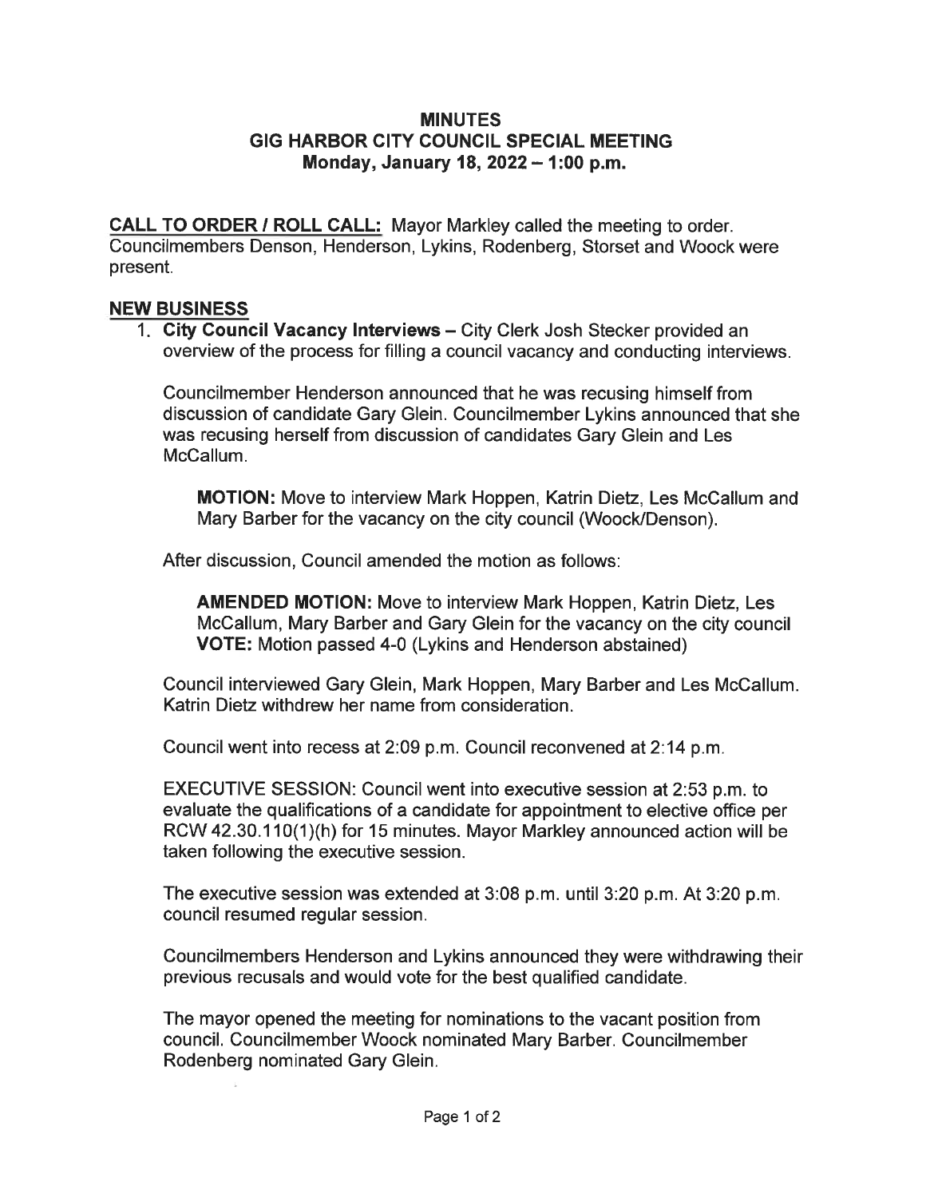# MINUTES
## GIG HARBOR CITY COUNCIL SPECIAL MEETING
### Monday, January 18, 2022 – 1:00 p.m.

**CALL TO ORDER / ROLL CALL:** Mayor Markley called the meeting to order. Councilmembers Denson, Henderson, Lykins, Rodenberg, Storset and Woock were present.

**NEW BUSINESS**

1. **City Council Vacancy Interviews** – City Clerk Josh Stecker provided an overview of the process for filling a council vacancy and conducting interviews.

   Councilmember Henderson announced that he was recusing himself from discussion of candidate Gary Glein. Councilmember Lykins announced that she was recusing herself from discussion of candidates Gary Glein and Les McCallum.

   > **MOTION:** Move to interview Mark Hoppen, Katrin Dietz, Les McCallum and Mary Barber for the vacancy on the city council (Woock/Denson).

   After discussion, Council amended the motion as follows:

   > **AMENDED MOTION:** Move to interview Mark Hoppen, Katrin Dietz, Les McCallum, Mary Barber and Gary Glein for the vacancy on the city council
   > **VOTE:** Motion passed 4-0 (Lykins and Henderson abstained)

   Council interviewed Gary Glein, Mark Hoppen, Mary Barber and Les McCallum. Katrin Dietz withdrew her name from consideration.

   Council went into recess at 2:09 p.m. Council reconvened at 2:14 p.m.

   EXECUTIVE SESSION: Council went into executive session at 2:53 p.m. to evaluate the qualifications of a candidate for appointment to elective office per RCW 42.30.110(1)(h) for 15 minutes. Mayor Markley announced action will be taken following the executive session.

   The executive session was extended at 3:08 p.m. until 3:20 p.m. At 3:20 p.m. council resumed regular session.

   Councilmembers Henderson and Lykins announced they were withdrawing their previous recusals and would vote for the best qualified candidate.

   The mayor opened the meeting for nominations to the vacant position from council. Councilmember Woock nominated Mary Barber. Councilmember Rodenberg nominated Gary Glein.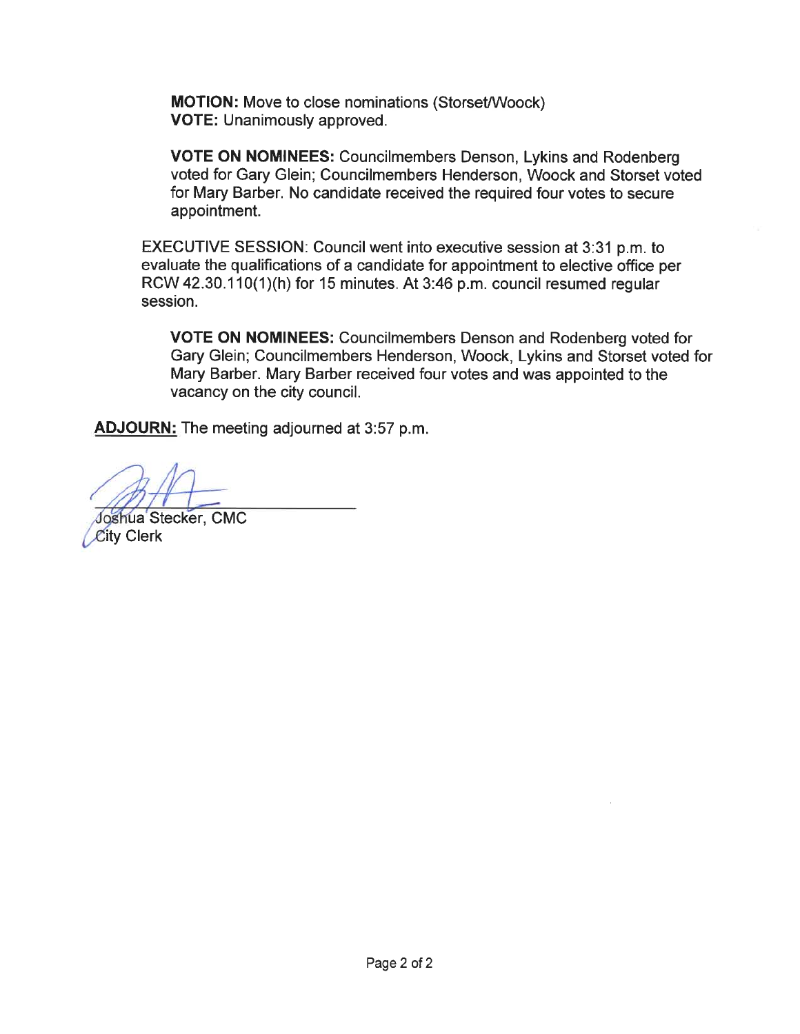**MOTION:** Move to close nominations (Storset/Woock)
**VOTE:** Unanimously approved.

**VOTE ON NOMINEES:** Councilmembers Denson, Lykins and Rodenberg voted for Gary Glein; Councilmembers Henderson, Woock and Storset voted for Mary Barber. No candidate received the required four votes to secure appointment.

EXECUTIVE SESSION: Council went into executive session at 3:31 p.m. to evaluate the qualifications of a candidate for appointment to elective office per RCW 42.30.110(1)(h) for 15 minutes. At 3:46 p.m. council resumed regular session.

**VOTE ON NOMINEES:** Councilmembers Denson and Rodenberg voted for Gary Glein; Councilmembers Henderson, Woock, Lykins and Storset voted for Mary Barber. Mary Barber received four votes and was appointed to the vacancy on the city council.

**ADJOURN:** The meeting adjourned at 3:57 p.m.

Joshua Stecker, CMC
City Clerk